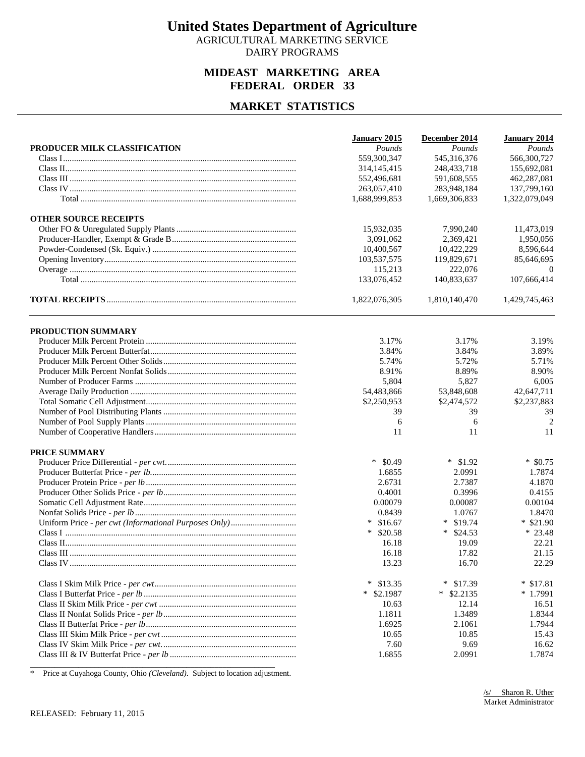# United States Department of Agriculture

AGRICULTURAL MARKETING SERVICE
DAIRY PROGRAMS

## MIDEAST MARKETING AREA
## FEDERAL ORDER 33

## MARKET STATISTICS

| | January 2015 | December 2014 | January 2014 |
|---|---|---|---|
| **PRODUCER MILK CLASSIFICATION** | *Pounds* | *Pounds* | *Pounds* |
| Class I | 559,300,347 | 545,316,376 | 566,300,727 |
| Class II | 314,145,415 | 248,433,718 | 155,692,081 |
| Class III | 552,496,681 | 591,608,555 | 462,287,081 |
| Class IV | 263,057,410 | 283,948,184 | 137,799,160 |
| Total | 1,688,999,853 | 1,669,306,833 | 1,322,079,049 |
| **OTHER SOURCE RECEIPTS** | | | |
| Other FO & Unregulated Supply Plants | 15,932,035 | 7,990,240 | 11,473,019 |
| Producer-Handler, Exempt & Grade B | 3,091,062 | 2,369,421 | 1,950,056 |
| Powder-Condensed (Sk. Equiv.) | 10,400,567 | 10,422,229 | 8,596,644 |
| Opening Inventory | 103,537,575 | 119,829,671 | 85,646,695 |
| Overage | 115,213 | 222,076 | 0 |
| Total | 133,076,452 | 140,833,637 | 107,666,414 |
| **TOTAL RECEIPTS** | 1,822,076,305 | 1,810,140,470 | 1,429,745,463 |

| | January 2015 | December 2014 | January 2014 |
|---|---|---|---|
| **PRODUCTION SUMMARY** | | | |
| Producer Milk Percent Protein | 3.17% | 3.17% | 3.19% |
| Producer Milk Percent Butterfat | 3.84% | 3.84% | 3.89% |
| Producer Milk Percent Other Solids | 5.74% | 5.72% | 5.71% |
| Producer Milk Percent Nonfat Solids | 8.91% | 8.89% | 8.90% |
| Number of Producer Farms | 5,804 | 5,827 | 6,005 |
| Average Daily Production | 54,483,866 | 53,848,608 | 42,647,711 |
| Total Somatic Cell Adjustment | $2,250,953 | $2,474,572 | $2,237,883 |
| Number of Pool Distributing Plants | 39 | 39 | 39 |
| Number of Pool Supply Plants | 6 | 6 | 2 |
| Number of Cooperative Handlers | 11 | 11 | 11 |
| **PRICE SUMMARY** | | | |
| Producer Price Differential - *per cwt.* | * $0.49 | * $1.92 | * $0.75 |
| Producer Butterfat Price - *per lb.* | 1.6855 | 2.0991 | 1.7874 |
| Producer Protein Price - *per lb* | 2.6731 | 2.7387 | 4.1870 |
| Producer Other Solids Price - *per lb* | 0.4001 | 0.3996 | 0.4155 |
| Somatic Cell Adjustment Rate | 0.00079 | 0.00087 | 0.00104 |
| Nonfat Solids Price - *per lb* | 0.8439 | 1.0767 | 1.8470 |
| Uniform Price - *per cwt (Informational Purposes Only)* | * $16.67 | * $19.74 | * $21.90 |
| Class I | * $20.58 | * $24.53 | * 23.48 |
| Class II | 16.18 | 19.09 | 22.21 |
| Class III | 16.18 | 17.82 | 21.15 |
| Class IV | 13.23 | 16.70 | 22.29 |
| Class I Skim Milk Price - *per cwt* | * $13.35 | * $17.39 | * $17.81 |
| Class I Butterfat Price - *per lb* | * $2.1987 | * $2.2135 | * 1.7991 |
| Class II Skim Milk Price - *per cwt* | 10.63 | 12.14 | 16.51 |
| Class II Nonfat Solids Price - *per lb* | 1.1811 | 1.3489 | 1.8344 |
| Class II Butterfat Price - *per lb* | 1.6925 | 2.1061 | 1.7944 |
| Class III Skim Milk Price - *per cwt* | 10.65 | 10.85 | 15.43 |
| Class IV Skim Milk Price - *per cwt.* | 7.60 | 9.69 | 16.62 |
| Class III & IV Butterfat Price - *per lb* | 1.6855 | 2.0991 | 1.7874 |

\* Price at Cuyahoga County, Ohio *(Cleveland)*. Subject to location adjustment.

/s/ Sharon R. Uther
Market Administrator

RELEASED: February 11, 2015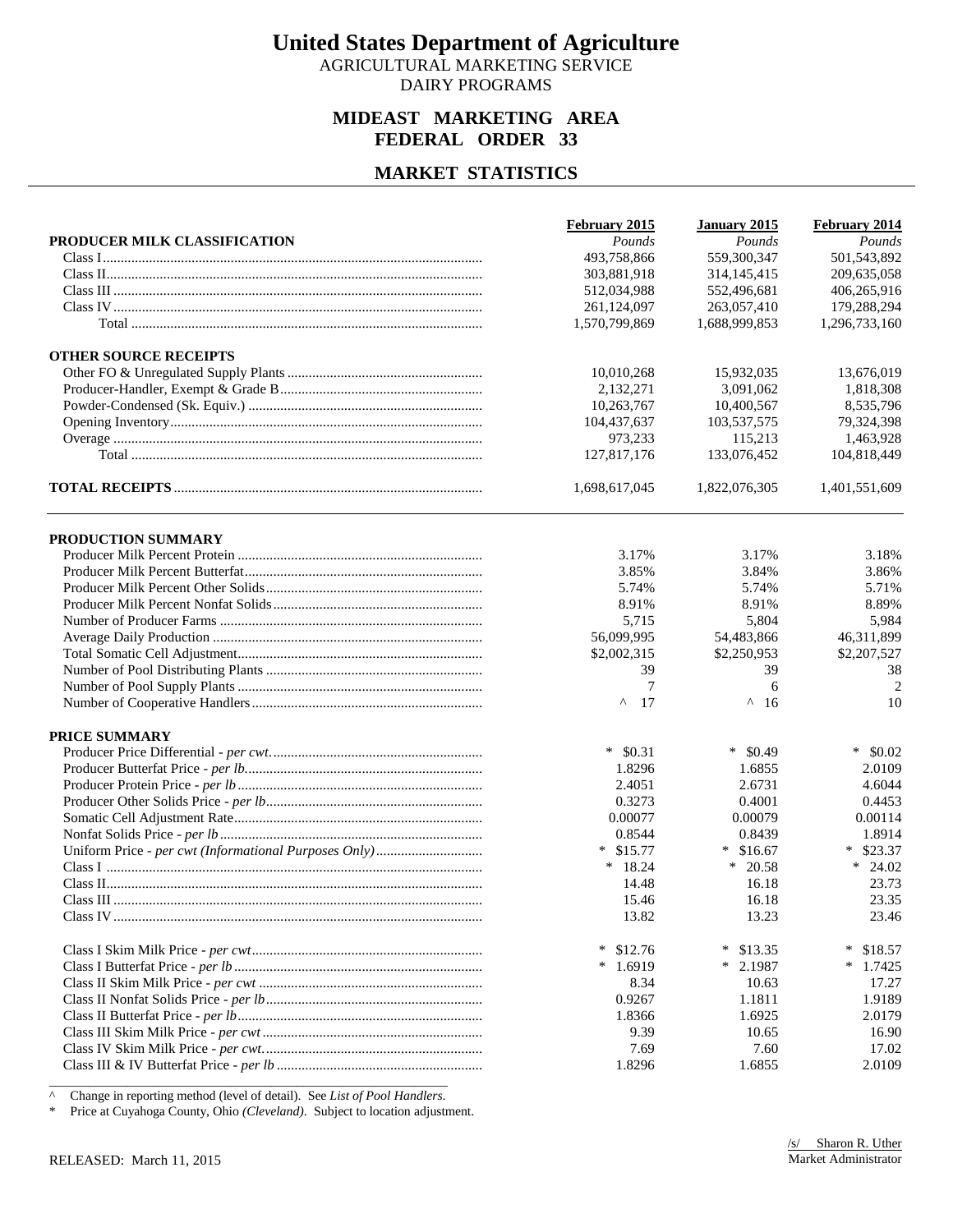# United States Department of Agriculture

AGRICULTURAL MARKETING SERVICE
DAIRY PROGRAMS

## MIDEAST MARKETING AREA
## FEDERAL ORDER 33

## MARKET STATISTICS

| | February 2015 | January 2015 | February 2014 |
|---|---|---|---|
| **PRODUCER MILK CLASSIFICATION** | *Pounds* | *Pounds* | *Pounds* |
| Class I | 493,758,866 | 559,300,347 | 501,543,892 |
| Class II | 303,881,918 | 314,145,415 | 209,635,058 |
| Class III | 512,034,988 | 552,496,681 | 406,265,916 |
| Class IV | 261,124,097 | 263,057,410 | 179,288,294 |
| Total | 1,570,799,869 | 1,688,999,853 | 1,296,733,160 |
| **OTHER SOURCE RECEIPTS** | | | |
| Other FO & Unregulated Supply Plants | 10,010,268 | 15,932,035 | 13,676,019 |
| Producer-Handler, Exempt & Grade B | 2,132,271 | 3,091,062 | 1,818,308 |
| Powder-Condensed (Sk. Equiv.) | 10,263,767 | 10,400,567 | 8,535,796 |
| Opening Inventory | 104,437,637 | 103,537,575 | 79,324,398 |
| Overage | 973,233 | 115,213 | 1,463,928 |
| Total | 127,817,176 | 133,076,452 | 104,818,449 |
| **TOTAL RECEIPTS** | 1,698,617,045 | 1,822,076,305 | 1,401,551,609 |

| | February 2015 | January 2015 | February 2014 |
|---|---|---|---|
| **PRODUCTION SUMMARY** | | | |
| Producer Milk Percent Protein | 3.17% | 3.17% | 3.18% |
| Producer Milk Percent Butterfat | 3.85% | 3.84% | 3.86% |
| Producer Milk Percent Other Solids | 5.74% | 5.74% | 5.71% |
| Producer Milk Percent Nonfat Solids | 8.91% | 8.91% | 8.89% |
| Number of Producer Farms | 5,715 | 5,804 | 5,984 |
| Average Daily Production | 56,099,995 | 54,483,866 | 46,311,899 |
| Total Somatic Cell Adjustment | $2,002,315 | $2,250,953 | $2,207,527 |
| Number of Pool Distributing Plants | 39 | 39 | 38 |
| Number of Pool Supply Plants | 7 | 6 | 2 |
| Number of Cooperative Handlers | ^ 17 | ^ 16 | 10 |
| **PRICE SUMMARY** | | | |
| Producer Price Differential - *per cwt.* | * $0.31 | * $0.49 | * $0.02 |
| Producer Butterfat Price - *per lb.* | 1.8296 | 1.6855 | 2.0109 |
| Producer Protein Price - *per lb* | 2.4051 | 2.6731 | 4.6044 |
| Producer Other Solids Price - *per lb* | 0.3273 | 0.4001 | 0.4453 |
| Somatic Cell Adjustment Rate | 0.00077 | 0.00079 | 0.00114 |
| Nonfat Solids Price - *per lb* | 0.8544 | 0.8439 | 1.8914 |
| Uniform Price - *per cwt (Informational Purposes Only)* | * $15.77 | * $16.67 | * $23.37 |
| Class I | * 18.24 | * 20.58 | * 24.02 |
| Class II | 14.48 | 16.18 | 23.73 |
| Class III | 15.46 | 16.18 | 23.35 |
| Class IV | 13.82 | 13.23 | 23.46 |
| Class I Skim Milk Price - *per cwt* | * $12.76 | * $13.35 | * $18.57 |
| Class I Butterfat Price - *per lb* | * 1.6919 | * 2.1987 | * 1.7425 |
| Class II Skim Milk Price - *per cwt* | 8.34 | 10.63 | 17.27 |
| Class II Nonfat Solids Price - *per lb* | 0.9267 | 1.1811 | 1.9189 |
| Class II Butterfat Price - *per lb* | 1.8366 | 1.6925 | 2.0179 |
| Class III Skim Milk Price - *per cwt* | 9.39 | 10.65 | 16.90 |
| Class IV Skim Milk Price - *per cwt.* | 7.69 | 7.60 | 17.02 |
| Class III & IV Butterfat Price - *per lb* | 1.8296 | 1.6855 | 2.0109 |

^ Change in reporting method (level of detail). See *List of Pool Handlers.*

\* Price at Cuyahoga County, Ohio *(Cleveland)*. Subject to location adjustment.

RELEASED: March 11, 2015

/s/ Sharon R. Uther
Market Administrator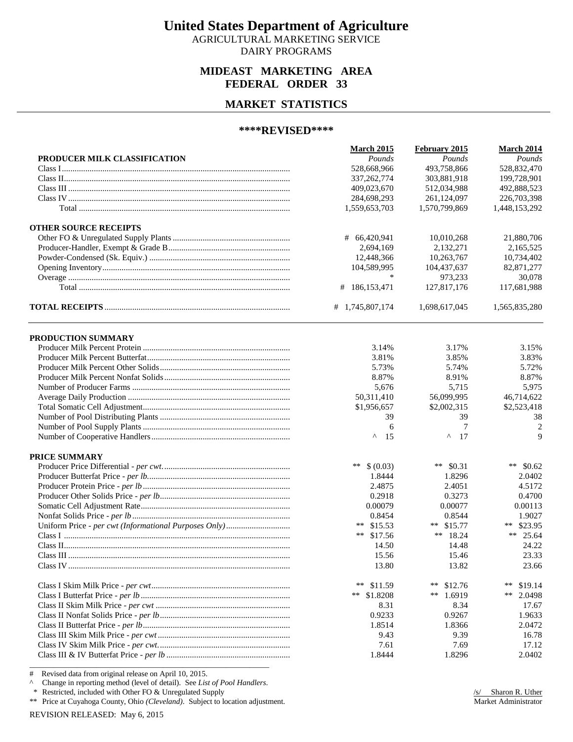# United States Department of Agriculture

AGRICULTURAL MARKETING SERVICE
DAIRY PROGRAMS

## MIDEAST MARKETING AREA
## FEDERAL ORDER 33

## MARKET STATISTICS

### \*\*\*\*REVISED\*\*\*\*

| PRODUCER MILK CLASSIFICATION | March 2015 *Pounds* | February 2015 *Pounds* | March 2014 *Pounds* |
|---|---|---|---|
| Class I | 528,668,966 | 493,758,866 | 528,832,470 |
| Class II | 337,262,774 | 303,881,918 | 199,728,901 |
| Class III | 409,023,670 | 512,034,988 | 492,888,523 |
| Class IV | 284,698,293 | 261,124,097 | 226,703,398 |
| Total | 1,559,653,703 | 1,570,799,869 | 1,448,153,292 |
| **OTHER SOURCE RECEIPTS** | | | |
| Other FO & Unregulated Supply Plants | # 66,420,941 | 10,010,268 | 21,880,706 |
| Producer-Handler, Exempt & Grade B | 2,694,169 | 2,132,271 | 2,165,525 |
| Powder-Condensed (Sk. Equiv.) | 12,448,366 | 10,263,767 | 10,734,402 |
| Opening Inventory | 104,589,995 | 104,437,637 | 82,871,277 |
| Overage | * | 973,233 | 30,078 |
| Total | # 186,153,471 | 127,817,176 | 117,681,988 |
| **TOTAL RECEIPTS** | # 1,745,807,174 | 1,698,617,045 | 1,565,835,280 |

| PRODUCTION SUMMARY | March 2015 | February 2015 | March 2014 |
|---|---|---|---|
| Producer Milk Percent Protein | 3.14% | 3.17% | 3.15% |
| Producer Milk Percent Butterfat | 3.81% | 3.85% | 3.83% |
| Producer Milk Percent Other Solids | 5.73% | 5.74% | 5.72% |
| Producer Milk Percent Nonfat Solids | 8.87% | 8.91% | 8.87% |
| Number of Producer Farms | 5,676 | 5,715 | 5,975 |
| Average Daily Production | 50,311,410 | 56,099,995 | 46,714,622 |
| Total Somatic Cell Adjustment | $1,956,657 | $2,002,315 | $2,523,418 |
| Number of Pool Distributing Plants | 39 | 39 | 38 |
| Number of Pool Supply Plants | 6 | 7 | 2 |
| Number of Cooperative Handlers | ^ 15 | ^ 17 | 9 |

| PRICE SUMMARY | March 2015 | February 2015 | March 2014 |
|---|---|---|---|
| Producer Price Differential - *per cwt.* | ** $ (0.03) | ** $0.31 | ** $0.62 |
| Producer Butterfat Price - *per lb.* | 1.8444 | 1.8296 | 2.0402 |
| Producer Protein Price - *per lb* | 2.4875 | 2.4051 | 4.5172 |
| Producer Other Solids Price - *per lb* | 0.2918 | 0.3273 | 0.4700 |
| Somatic Cell Adjustment Rate | 0.00079 | 0.00077 | 0.00113 |
| Nonfat Solids Price - *per lb* | 0.8454 | 0.8544 | 1.9027 |
| Uniform Price - *per cwt (Informational Purposes Only)* | ** $15.53 | ** $15.77 | ** $23.95 |
| Class I | ** $17.56 | ** 18.24 | ** 25.64 |
| Class II | 14.50 | 14.48 | 24.22 |
| Class III | 15.56 | 15.46 | 23.33 |
| Class IV | 13.80 | 13.82 | 23.66 |
| Class I Skim Milk Price - *per cwt* | ** $11.59 | ** $12.76 | ** $19.14 |
| Class I Butterfat Price - *per lb* | ** $1.8208 | ** 1.6919 | ** 2.0498 |
| Class II Skim Milk Price - *per cwt* | 8.31 | 8.34 | 17.67 |
| Class II Nonfat Solids Price - *per lb* | 0.9233 | 0.9267 | 1.9633 |
| Class II Butterfat Price - *per lb* | 1.8514 | 1.8366 | 2.0472 |
| Class III Skim Milk Price - *per cwt* | 9.43 | 9.39 | 16.78 |
| Class IV Skim Milk Price - *per cwt.* | 7.61 | 7.69 | 17.12 |
| Class III & IV Butterfat Price - *per lb* | 1.8444 | 1.8296 | 2.0402 |

\# Revised data from original release on April 10, 2015.
^ Change in reporting method (level of detail). See *List of Pool Handlers*.
\* Restricted, included with Other FO & Unregulated Supply
** Price at Cuyahoga County, Ohio *(Cleveland)*. Subject to location adjustment.

/s/ Sharon R. Uther
Market Administrator

REVISION RELEASED: May 6, 2015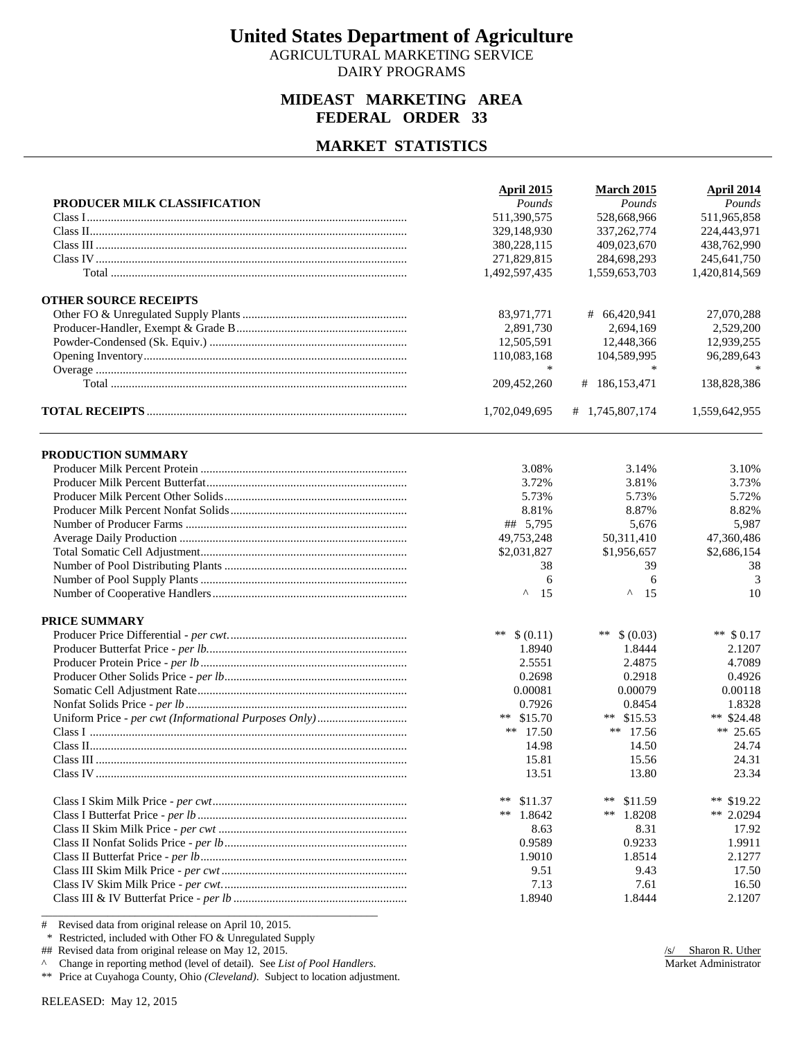# United States Department of Agriculture

AGRICULTURAL MARKETING SERVICE
DAIRY PROGRAMS

## MIDEAST MARKETING AREA
## FEDERAL ORDER 33

## MARKET STATISTICS

| PRODUCER MILK CLASSIFICATION | April 2015 *Pounds* | March 2015 *Pounds* | April 2014 *Pounds* |
|---|---|---|---|
| Class I | 511,390,575 | 528,668,966 | 511,965,858 |
| Class II | 329,148,930 | 337,262,774 | 224,443,971 |
| Class III | 380,228,115 | 409,023,670 | 438,762,990 |
| Class IV | 271,829,815 | 284,698,293 | 245,641,750 |
| Total | 1,492,597,435 | 1,559,653,703 | 1,420,814,569 |
| **OTHER SOURCE RECEIPTS** | | | |
| Other FO & Unregulated Supply Plants | 83,971,771 | # 66,420,941 | 27,070,288 |
| Producer-Handler, Exempt & Grade B | 2,891,730 | 2,694,169 | 2,529,200 |
| Powder-Condensed (Sk. Equiv.) | 12,505,591 | 12,448,366 | 12,939,255 |
| Opening Inventory | 110,083,168 | 104,589,995 | 96,289,643 |
| Overage | * | * | * |
| Total | 209,452,260 | # 186,153,471 | 138,828,386 |
| **TOTAL RECEIPTS** | 1,702,049,695 | # 1,745,807,174 | 1,559,642,955 |

| PRODUCTION SUMMARY | April 2015 | March 2015 | April 2014 |
|---|---|---|---|
| Producer Milk Percent Protein | 3.08% | 3.14% | 3.10% |
| Producer Milk Percent Butterfat | 3.72% | 3.81% | 3.73% |
| Producer Milk Percent Other Solids | 5.73% | 5.73% | 5.72% |
| Producer Milk Percent Nonfat Solids | 8.81% | 8.87% | 8.82% |
| Number of Producer Farms | ## 5,795 | 5,676 | 5,987 |
| Average Daily Production | 49,753,248 | 50,311,410 | 47,360,486 |
| Total Somatic Cell Adjustment | $2,031,827 | $1,956,657 | $2,686,154 |
| Number of Pool Distributing Plants | 38 | 39 | 38 |
| Number of Pool Supply Plants | 6 | 6 | 3 |
| Number of Cooperative Handlers | ^ 15 | ^ 15 | 10 |
| **PRICE SUMMARY** | | | |
| Producer Price Differential - *per cwt.* | ** $ (0.11) | ** $ (0.03) | ** $ 0.17 |
| Producer Butterfat Price - *per lb.* | 1.8940 | 1.8444 | 2.1207 |
| Producer Protein Price - *per lb* | 2.5551 | 2.4875 | 4.7089 |
| Producer Other Solids Price - *per lb* | 0.2698 | 0.2918 | 0.4926 |
| Somatic Cell Adjustment Rate | 0.00081 | 0.00079 | 0.00118 |
| Nonfat Solids Price - *per lb* | 0.7926 | 0.8454 | 1.8328 |
| Uniform Price - *per cwt (Informational Purposes Only)* | ** $15.70 | ** $15.53 | ** $24.48 |
| Class I | ** 17.50 | ** 17.56 | ** 25.65 |
| Class II | 14.98 | 14.50 | 24.74 |
| Class III | 15.81 | 15.56 | 24.31 |
| Class IV | 13.51 | 13.80 | 23.34 |
| | | | |
| Class I Skim Milk Price - *per cwt* | ** $11.37 | ** $11.59 | ** $19.22 |
| Class I Butterfat Price - *per lb* | ** 1.8642 | ** 1.8208 | ** 2.0294 |
| Class II Skim Milk Price - *per cwt* | 8.63 | 8.31 | 17.92 |
| Class II Nonfat Solids Price - *per lb* | 0.9589 | 0.9233 | 1.9911 |
| Class II Butterfat Price - *per lb* | 1.9010 | 1.8514 | 2.1277 |
| Class III Skim Milk Price - *per cwt* | 9.51 | 9.43 | 17.50 |
| Class IV Skim Milk Price - *per cwt.* | 7.13 | 7.61 | 16.50 |
| Class III & IV Butterfat Price - *per lb* | 1.8940 | 1.8444 | 2.1207 |

\# Revised data from original release on April 10, 2015.
\* Restricted, included with Other FO & Unregulated Supply
\## Revised data from original release on May 12, 2015.
^ Change in reporting method (level of detail). See *List of Pool Handlers*.
\** Price at Cuyahoga County, Ohio *(Cleveland)*. Subject to location adjustment.

/s/ Sharon R. Uther
Market Administrator

RELEASED: May 12, 2015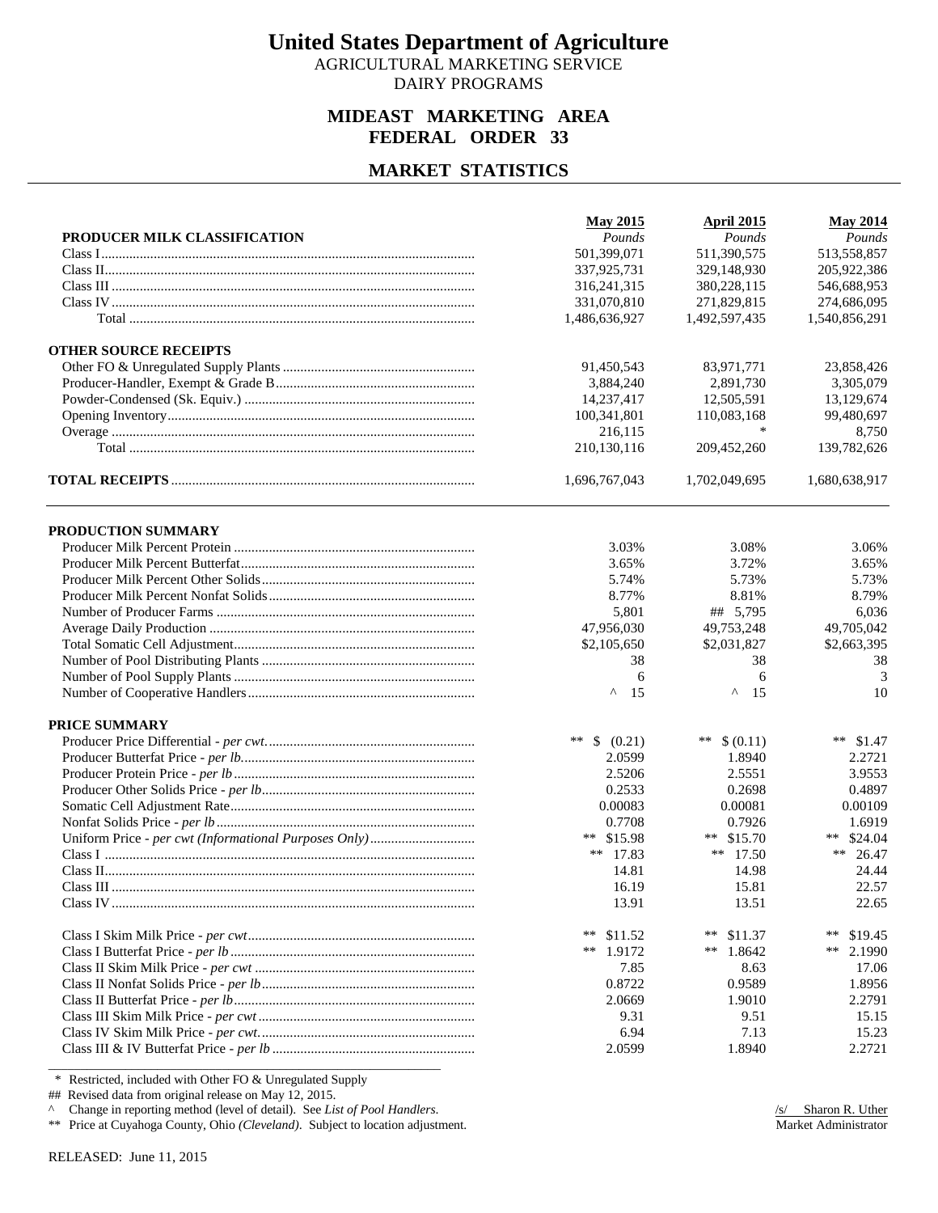# United States Department of Agriculture

AGRICULTURAL MARKETING SERVICE
DAIRY PROGRAMS

## MIDEAST MARKETING AREA
## FEDERAL ORDER 33

## MARKET STATISTICS

| | May 2015 | April 2015 | May 2014 |
|---|---|---|---|
| **PRODUCER MILK CLASSIFICATION** | *Pounds* | *Pounds* | *Pounds* |
| Class I | 501,399,071 | 511,390,575 | 513,558,857 |
| Class II | 337,925,731 | 329,148,930 | 205,922,386 |
| Class III | 316,241,315 | 380,228,115 | 546,688,953 |
| Class IV | 331,070,810 | 271,829,815 | 274,686,095 |
| Total | 1,486,636,927 | 1,492,597,435 | 1,540,856,291 |
| **OTHER SOURCE RECEIPTS** | | | |
| Other FO & Unregulated Supply Plants | 91,450,543 | 83,971,771 | 23,858,426 |
| Producer-Handler, Exempt & Grade B | 3,884,240 | 2,891,730 | 3,305,079 |
| Powder-Condensed (Sk. Equiv.) | 14,237,417 | 12,505,591 | 13,129,674 |
| Opening Inventory | 100,341,801 | 110,083,168 | 99,480,697 |
| Overage | 216,115 | * | 8,750 |
| Total | 210,130,116 | 209,452,260 | 139,782,626 |
| **TOTAL RECEIPTS** | 1,696,767,043 | 1,702,049,695 | 1,680,638,917 |

| | May 2015 | April 2015 | May 2014 |
|---|---|---|---|
| **PRODUCTION SUMMARY** | | | |
| Producer Milk Percent Protein | 3.03% | 3.08% | 3.06% |
| Producer Milk Percent Butterfat | 3.65% | 3.72% | 3.65% |
| Producer Milk Percent Other Solids | 5.74% | 5.73% | 5.73% |
| Producer Milk Percent Nonfat Solids | 8.77% | 8.81% | 8.79% |
| Number of Producer Farms | 5,801 | ## 5,795 | 6,036 |
| Average Daily Production | 47,956,030 | 49,753,248 | 49,705,042 |
| Total Somatic Cell Adjustment | $2,105,650 | $2,031,827 | $2,663,395 |
| Number of Pool Distributing Plants | 38 | 38 | 38 |
| Number of Pool Supply Plants | 6 | 6 | 3 |
| Number of Cooperative Handlers | ^ 15 | ^ 15 | 10 |
| **PRICE SUMMARY** | | | |
| Producer Price Differential - *per cwt.* | ** $ (0.21) | ** $ (0.11) | ** $1.47 |
| Producer Butterfat Price - *per lb.* | 2.0599 | 1.8940 | 2.2721 |
| Producer Protein Price - *per lb* | 2.5206 | 2.5551 | 3.9553 |
| Producer Other Solids Price - *per lb* | 0.2533 | 0.2698 | 0.4897 |
| Somatic Cell Adjustment Rate | 0.00083 | 0.00081 | 0.00109 |
| Nonfat Solids Price - *per lb* | 0.7708 | 0.7926 | 1.6919 |
| Uniform Price - *per cwt (Informational Purposes Only)* | ** $15.98 | ** $15.70 | ** $24.04 |
| Class I | ** 17.83 | ** 17.50 | ** 26.47 |
| Class II | 14.81 | 14.98 | 24.44 |
| Class III | 16.19 | 15.81 | 22.57 |
| Class IV | 13.91 | 13.51 | 22.65 |
| Class I Skim Milk Price - *per cwt* | ** $11.52 | ** $11.37 | ** $19.45 |
| Class I Butterfat Price - *per lb* | ** 1.9172 | ** 1.8642 | ** 2.1990 |
| Class II Skim Milk Price - *per cwt* | 7.85 | 8.63 | 17.06 |
| Class II Nonfat Solids Price - *per lb* | 0.8722 | 0.9589 | 1.8956 |
| Class II Butterfat Price - *per lb* | 2.0669 | 1.9010 | 2.2791 |
| Class III Skim Milk Price - *per cwt* | 9.31 | 9.51 | 15.15 |
| Class IV Skim Milk Price - *per cwt.* | 6.94 | 7.13 | 15.23 |
| Class III & IV Butterfat Price - *per lb* | 2.0599 | 1.8940 | 2.2721 |

\* Restricted, included with Other FO & Unregulated Supply
## Revised data from original release on May 12, 2015.
^ Change in reporting method (level of detail). See *List of Pool Handlers*.
** Price at Cuyahoga County, Ohio *(Cleveland)*. Subject to location adjustment.

/s/ Sharon R. Uther
Market Administrator

RELEASED: June 11, 2015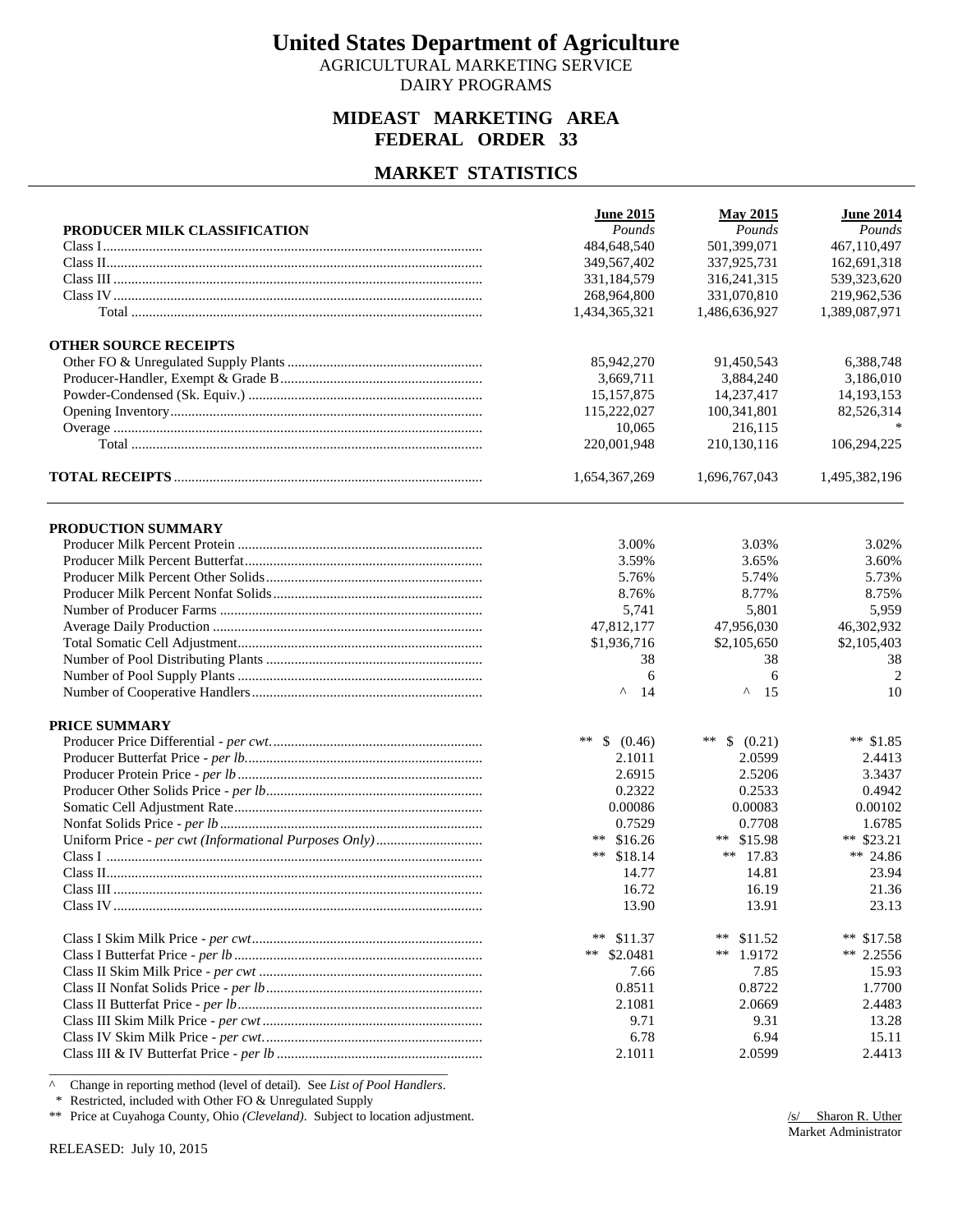# United States Department of Agriculture

AGRICULTURAL MARKETING SERVICE
DAIRY PROGRAMS

## MIDEAST MARKETING AREA
## FEDERAL ORDER 33

## MARKET STATISTICS

| PRODUCER MILK CLASSIFICATION | June 2015 *Pounds* | May 2015 *Pounds* | June 2014 *Pounds* |
|---|---|---|---|
| Class I | 484,648,540 | 501,399,071 | 467,110,497 |
| Class II | 349,567,402 | 337,925,731 | 162,691,318 |
| Class III | 331,184,579 | 316,241,315 | 539,323,620 |
| Class IV | 268,964,800 | 331,070,810 | 219,962,536 |
| Total | 1,434,365,321 | 1,486,636,927 | 1,389,087,971 |
| **OTHER SOURCE RECEIPTS** | | | |
| Other FO & Unregulated Supply Plants | 85,942,270 | 91,450,543 | 6,388,748 |
| Producer-Handler, Exempt & Grade B | 3,669,711 | 3,884,240 | 3,186,010 |
| Powder-Condensed (Sk. Equiv.) | 15,157,875 | 14,237,417 | 14,193,153 |
| Opening Inventory | 115,222,027 | 100,341,801 | 82,526,314 |
| Overage | 10,065 | 216,115 | * |
| Total | 220,001,948 | 210,130,116 | 106,294,225 |
| **TOTAL RECEIPTS** | 1,654,367,269 | 1,696,767,043 | 1,495,382,196 |

| PRODUCTION SUMMARY | June 2015 | May 2015 | June 2014 |
|---|---|---|---|
| Producer Milk Percent Protein | 3.00% | 3.03% | 3.02% |
| Producer Milk Percent Butterfat | 3.59% | 3.65% | 3.60% |
| Producer Milk Percent Other Solids | 5.76% | 5.74% | 5.73% |
| Producer Milk Percent Nonfat Solids | 8.76% | 8.77% | 8.75% |
| Number of Producer Farms | 5,741 | 5,801 | 5,959 |
| Average Daily Production | 47,812,177 | 47,956,030 | 46,302,932 |
| Total Somatic Cell Adjustment | $1,936,716 | $2,105,650 | $2,105,403 |
| Number of Pool Distributing Plants | 38 | 38 | 38 |
| Number of Pool Supply Plants | 6 | 6 | 2 |
| Number of Cooperative Handlers | ^ 14 | ^ 15 | 10 |
| **PRICE SUMMARY** | | | |
| Producer Price Differential - *per cwt.* | ** $ (0.46) | ** $ (0.21) | ** $1.85 |
| Producer Butterfat Price - *per lb.* | 2.1011 | 2.0599 | 2.4413 |
| Producer Protein Price - *per lb* | 2.6915 | 2.5206 | 3.3437 |
| Producer Other Solids Price - *per lb* | 0.2322 | 0.2533 | 0.4942 |
| Somatic Cell Adjustment Rate | 0.00086 | 0.00083 | 0.00102 |
| Nonfat Solids Price - *per lb* | 0.7529 | 0.7708 | 1.6785 |
| Uniform Price - *per cwt (Informational Purposes Only)* | ** $16.26 | ** $15.98 | ** $23.21 |
| Class I | ** $18.14 | ** 17.83 | ** 24.86 |
| Class II | 14.77 | 14.81 | 23.94 |
| Class III | 16.72 | 16.19 | 21.36 |
| Class IV | 13.90 | 13.91 | 23.13 |
| Class I Skim Milk Price - *per cwt* | ** $11.37 | ** $11.52 | ** $17.58 |
| Class I Butterfat Price - *per lb* | ** $2.0481 | ** 1.9172 | ** 2.2556 |
| Class II Skim Milk Price - *per cwt* | 7.66 | 7.85 | 15.93 |
| Class II Nonfat Solids Price - *per lb* | 0.8511 | 0.8722 | 1.7700 |
| Class II Butterfat Price - *per lb* | 2.1081 | 2.0669 | 2.4483 |
| Class III Skim Milk Price - *per cwt* | 9.71 | 9.31 | 13.28 |
| Class IV Skim Milk Price - *per cwt.* | 6.78 | 6.94 | 15.11 |
| Class III & IV Butterfat Price - *per lb* | 2.1011 | 2.0599 | 2.4413 |

^ Change in reporting method (level of detail). See *List of Pool Handlers*.
\* Restricted, included with Other FO & Unregulated Supply
** Price at Cuyahoga County, Ohio *(Cleveland)*. Subject to location adjustment.

/s/ Sharon R. Uther
Market Administrator

RELEASED: July 10, 2015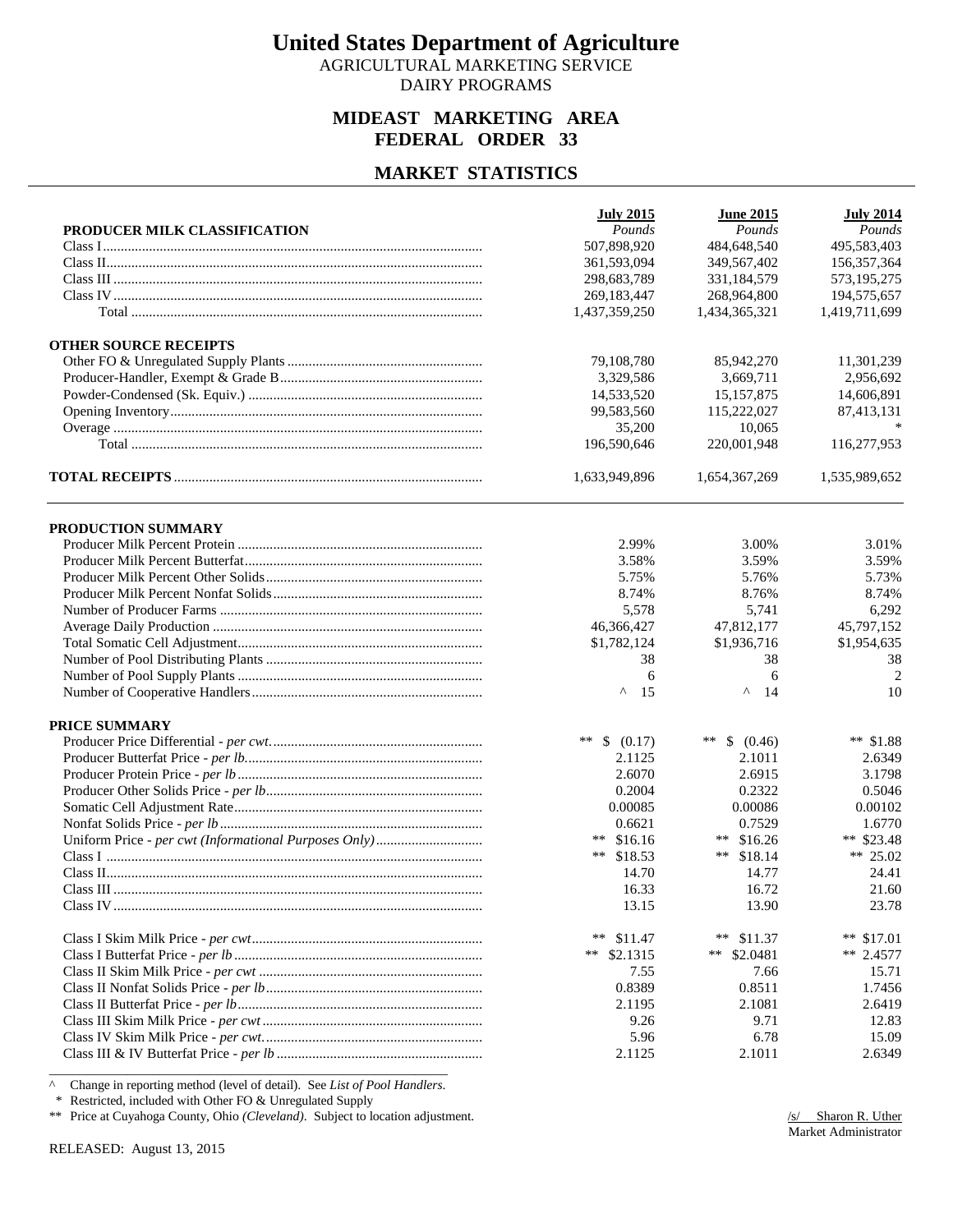# United States Department of Agriculture

AGRICULTURAL MARKETING SERVICE
DAIRY PROGRAMS

## MIDEAST MARKETING AREA
## FEDERAL ORDER 33

## MARKET STATISTICS

| PRODUCER MILK CLASSIFICATION | July 2015 *Pounds* | June 2015 *Pounds* | July 2014 *Pounds* |
|---|---|---|---|
| Class I | 507,898,920 | 484,648,540 | 495,583,403 |
| Class II | 361,593,094 | 349,567,402 | 156,357,364 |
| Class III | 298,683,789 | 331,184,579 | 573,195,275 |
| Class IV | 269,183,447 | 268,964,800 | 194,575,657 |
| Total | 1,437,359,250 | 1,434,365,321 | 1,419,711,699 |
| **OTHER SOURCE RECEIPTS** | | | |
| Other FO & Unregulated Supply Plants | 79,108,780 | 85,942,270 | 11,301,239 |
| Producer-Handler, Exempt & Grade B | 3,329,586 | 3,669,711 | 2,956,692 |
| Powder-Condensed (Sk. Equiv.) | 14,533,520 | 15,157,875 | 14,606,891 |
| Opening Inventory | 99,583,560 | 115,222,027 | 87,413,131 |
| Overage | 35,200 | 10,065 | * |
| Total | 196,590,646 | 220,001,948 | 116,277,953 |
| **TOTAL RECEIPTS** | 1,633,949,896 | 1,654,367,269 | 1,535,989,652 |

| PRODUCTION SUMMARY | July 2015 | June 2015 | July 2014 |
|---|---|---|---|
| Producer Milk Percent Protein | 2.99% | 3.00% | 3.01% |
| Producer Milk Percent Butterfat | 3.58% | 3.59% | 3.59% |
| Producer Milk Percent Other Solids | 5.75% | 5.76% | 5.73% |
| Producer Milk Percent Nonfat Solids | 8.74% | 8.76% | 8.74% |
| Number of Producer Farms | 5,578 | 5,741 | 6,292 |
| Average Daily Production | 46,366,427 | 47,812,177 | 45,797,152 |
| Total Somatic Cell Adjustment | $1,782,124 | $1,936,716 | $1,954,635 |
| Number of Pool Distributing Plants | 38 | 38 | 38 |
| Number of Pool Supply Plants | 6 | 6 | 2 |
| Number of Cooperative Handlers | ^ 15 | ^ 14 | 10 |
| **PRICE SUMMARY** | | | |
| Producer Price Differential - *per cwt.* | ** $ (0.17) | ** $ (0.46) | ** $1.88 |
| Producer Butterfat Price - *per lb.* | 2.1125 | 2.1011 | 2.6349 |
| Producer Protein Price - *per lb* | 2.6070 | 2.6915 | 3.1798 |
| Producer Other Solids Price - *per lb* | 0.2004 | 0.2322 | 0.5046 |
| Somatic Cell Adjustment Rate | 0.00085 | 0.00086 | 0.00102 |
| Nonfat Solids Price - *per lb* | 0.6621 | 0.7529 | 1.6770 |
| Uniform Price - *per cwt (Informational Purposes Only)* | ** $16.16 | ** $16.26 | ** $23.48 |
| Class I | ** $18.53 | ** $18.14 | ** 25.02 |
| Class II | 14.70 | 14.77 | 24.41 |
| Class III | 16.33 | 16.72 | 21.60 |
| Class IV | 13.15 | 13.90 | 23.78 |
| Class I Skim Milk Price - *per cwt* | ** $11.47 | ** $11.37 | ** $17.01 |
| Class I Butterfat Price - *per lb* | ** $2.1315 | ** $2.0481 | ** 2.4577 |
| Class II Skim Milk Price - *per cwt* | 7.55 | 7.66 | 15.71 |
| Class II Nonfat Solids Price - *per lb* | 0.8389 | 0.8511 | 1.7456 |
| Class II Butterfat Price - *per lb* | 2.1195 | 2.1081 | 2.6419 |
| Class III Skim Milk Price - *per cwt* | 9.26 | 9.71 | 12.83 |
| Class IV Skim Milk Price - *per cwt.* | 5.96 | 6.78 | 15.09 |
| Class III & IV Butterfat Price - *per lb* | 2.1125 | 2.1011 | 2.6349 |

^ Change in reporting method (level of detail). See *List of Pool Handlers*.
\* Restricted, included with Other FO & Unregulated Supply
** Price at Cuyahoga County, Ohio *(Cleveland)*. Subject to location adjustment.

/s/ Sharon R. Uther
Market Administrator

RELEASED: August 13, 2015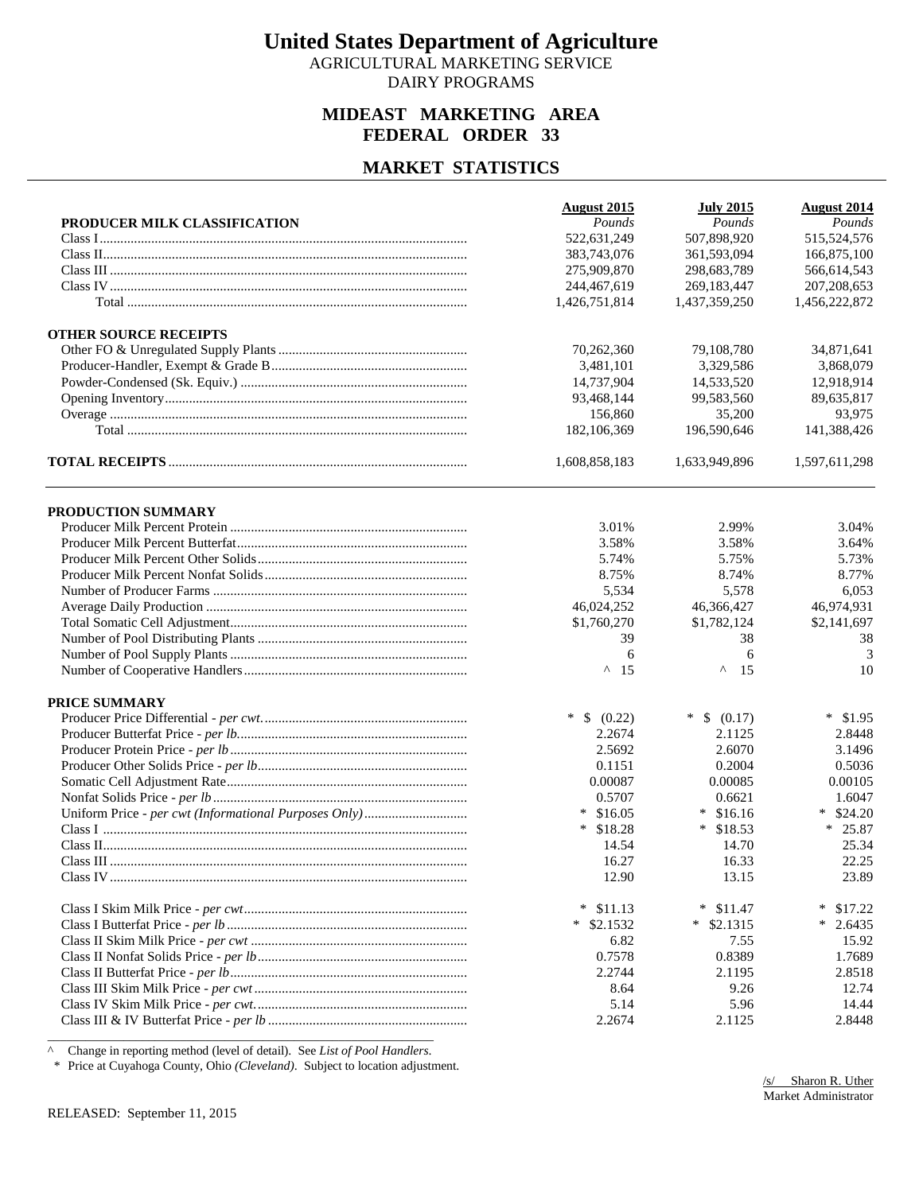# United States Department of Agriculture

AGRICULTURAL MARKETING SERVICE
DAIRY PROGRAMS

## MIDEAST MARKETING AREA
## FEDERAL ORDER 33

## MARKET STATISTICS

| PRODUCER MILK CLASSIFICATION | August 2015 *Pounds* | July 2015 *Pounds* | August 2014 *Pounds* |
|---|---|---|---|
| Class I | 522,631,249 | 507,898,920 | 515,524,576 |
| Class II | 383,743,076 | 361,593,094 | 166,875,100 |
| Class III | 275,909,870 | 298,683,789 | 566,614,543 |
| Class IV | 244,467,619 | 269,183,447 | 207,208,653 |
| Total | 1,426,751,814 | 1,437,359,250 | 1,456,222,872 |
| **OTHER SOURCE RECEIPTS** | | | |
| Other FO & Unregulated Supply Plants | 70,262,360 | 79,108,780 | 34,871,641 |
| Producer-Handler, Exempt & Grade B | 3,481,101 | 3,329,586 | 3,868,079 |
| Powder-Condensed (Sk. Equiv.) | 14,737,904 | 14,533,520 | 12,918,914 |
| Opening Inventory | 93,468,144 | 99,583,560 | 89,635,817 |
| Overage | 156,860 | 35,200 | 93,975 |
| Total | 182,106,369 | 196,590,646 | 141,388,426 |
| **TOTAL RECEIPTS** | 1,608,858,183 | 1,633,949,896 | 1,597,611,298 |

| PRODUCTION SUMMARY | August 2015 | July 2015 | August 2014 |
|---|---|---|---|
| Producer Milk Percent Protein | 3.01% | 2.99% | 3.04% |
| Producer Milk Percent Butterfat | 3.58% | 3.58% | 3.64% |
| Producer Milk Percent Other Solids | 5.74% | 5.75% | 5.73% |
| Producer Milk Percent Nonfat Solids | 8.75% | 8.74% | 8.77% |
| Number of Producer Farms | 5,534 | 5,578 | 6,053 |
| Average Daily Production | 46,024,252 | 46,366,427 | 46,974,931 |
| Total Somatic Cell Adjustment | $1,760,270 | $1,782,124 | $2,141,697 |
| Number of Pool Distributing Plants | 39 | 38 | 38 |
| Number of Pool Supply Plants | 6 | 6 | 3 |
| Number of Cooperative Handlers | ^ 15 | ^ 15 | 10 |
| **PRICE SUMMARY** | | | |
| Producer Price Differential - *per cwt.* | * $ (0.22) | * $ (0.17) | * $1.95 |
| Producer Butterfat Price - *per lb.* | 2.2674 | 2.1125 | 2.8448 |
| Producer Protein Price - *per lb* | 2.5692 | 2.6070 | 3.1496 |
| Producer Other Solids Price - *per lb* | 0.1151 | 0.2004 | 0.5036 |
| Somatic Cell Adjustment Rate | 0.00087 | 0.00085 | 0.00105 |
| Nonfat Solids Price - *per lb* | 0.5707 | 0.6621 | 1.6047 |
| Uniform Price - *per cwt (Informational Purposes Only)* | * $16.05 | * $16.16 | * $24.20 |
| Class I | * $18.28 | * $18.53 | * 25.87 |
| Class II | 14.54 | 14.70 | 25.34 |
| Class III | 16.27 | 16.33 | 22.25 |
| Class IV | 12.90 | 13.15 | 23.89 |
| Class I Skim Milk Price - *per cwt* | * $11.13 | * $11.47 | * $17.22 |
| Class I Butterfat Price - *per lb* | * $2.1532 | * $2.1315 | * 2.6435 |
| Class II Skim Milk Price - *per cwt* | 6.82 | 7.55 | 15.92 |
| Class II Nonfat Solids Price - *per lb* | 0.7578 | 0.8389 | 1.7689 |
| Class II Butterfat Price - *per lb* | 2.2744 | 2.1195 | 2.8518 |
| Class III Skim Milk Price - *per cwt* | 8.64 | 9.26 | 12.74 |
| Class IV Skim Milk Price - *per cwt.* | 5.14 | 5.96 | 14.44 |
| Class III & IV Butterfat Price - *per lb* | 2.2674 | 2.1125 | 2.8448 |

^ Change in reporting method (level of detail). See *List of Pool Handlers*.

\* Price at Cuyahoga County, Ohio *(Cleveland)*. Subject to location adjustment.

/s/ Sharon R. Uther
Market Administrator

RELEASED: September 11, 2015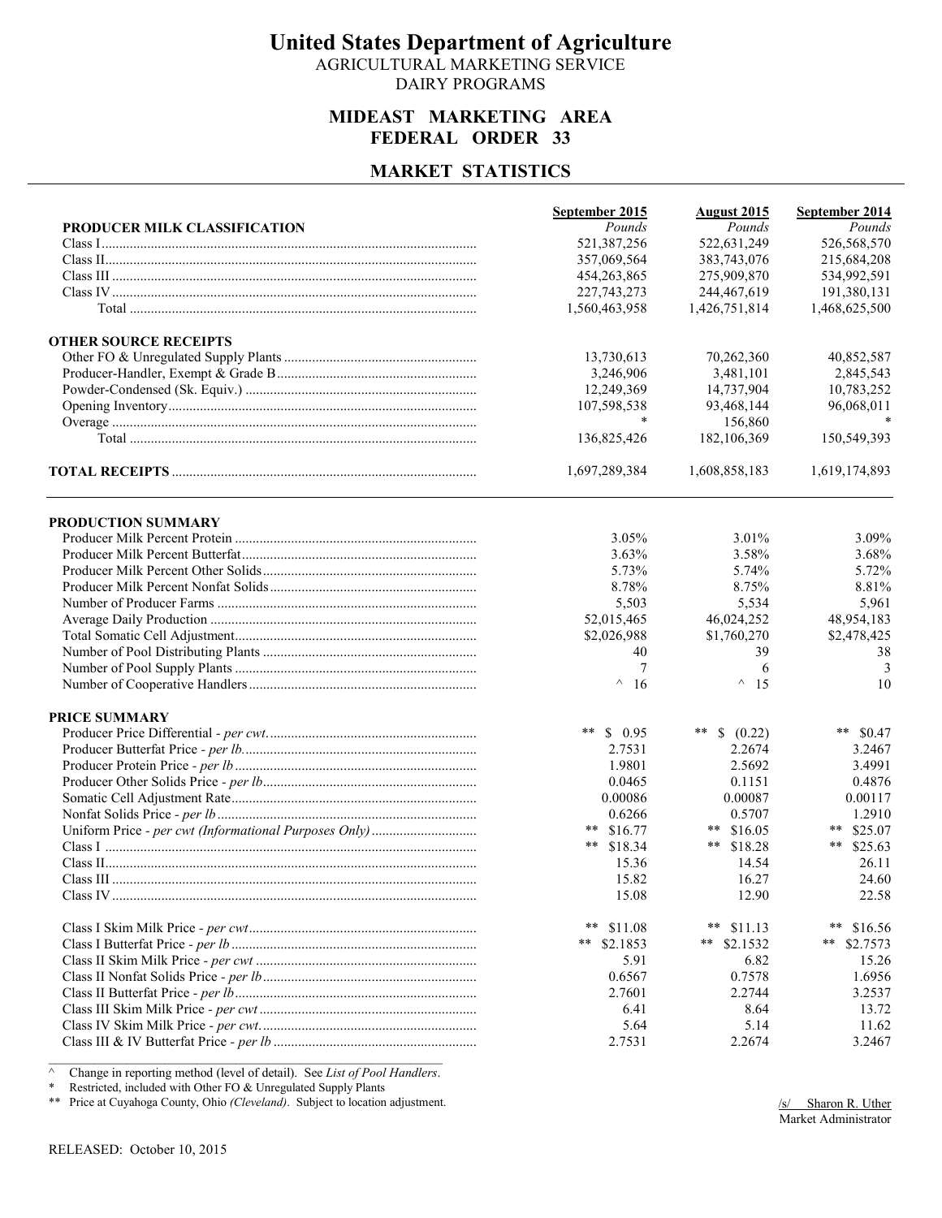# United States Department of Agriculture

AGRICULTURAL MARKETING SERVICE

DAIRY PROGRAMS

## MIDEAST MARKETING AREA
## FEDERAL ORDER 33

## MARKET STATISTICS

| | September 2015 | August 2015 | September 2014 |
|---|---|---|---|
| **PRODUCER MILK CLASSIFICATION** | *Pounds* | *Pounds* | *Pounds* |
| Class I | 521,387,256 | 522,631,249 | 526,568,570 |
| Class II | 357,069,564 | 383,743,076 | 215,684,208 |
| Class III | 454,263,865 | 275,909,870 | 534,992,591 |
| Class IV | 227,743,273 | 244,467,619 | 191,380,131 |
| Total | 1,560,463,958 | 1,426,751,814 | 1,468,625,500 |
| **OTHER SOURCE RECEIPTS** | | | |
| Other FO & Unregulated Supply Plants | 13,730,613 | 70,262,360 | 40,852,587 |
| Producer-Handler, Exempt & Grade B | 3,246,906 | 3,481,101 | 2,845,543 |
| Powder-Condensed (Sk. Equiv.) | 12,249,369 | 14,737,904 | 10,783,252 |
| Opening Inventory | 107,598,538 | 93,468,144 | 96,068,011 |
| Overage | * | 156,860 | * |
| Total | 136,825,426 | 182,106,369 | 150,549,393 |
| **TOTAL RECEIPTS** | 1,697,289,384 | 1,608,858,183 | 1,619,174,893 |

| | September 2015 | August 2015 | September 2014 |
|---|---|---|---|
| **PRODUCTION SUMMARY** | | | |
| Producer Milk Percent Protein | 3.05% | 3.01% | 3.09% |
| Producer Milk Percent Butterfat | 3.63% | 3.58% | 3.68% |
| Producer Milk Percent Other Solids | 5.73% | 5.74% | 5.72% |
| Producer Milk Percent Nonfat Solids | 8.78% | 8.75% | 8.81% |
| Number of Producer Farms | 5,503 | 5,534 | 5,961 |
| Average Daily Production | 52,015,465 | 46,024,252 | 48,954,183 |
| Total Somatic Cell Adjustment | $2,026,988 | $1,760,270 | $2,478,425 |
| Number of Pool Distributing Plants | 40 | 39 | 38 |
| Number of Pool Supply Plants | 7 | 6 | 3 |
| Number of Cooperative Handlers | ^ 16 | ^ 15 | 10 |
| **PRICE SUMMARY** | | | |
| Producer Price Differential - *per cwt.* | ** $ 0.95 | ** $ (0.22) | ** $0.47 |
| Producer Butterfat Price - *per lb.* | 2.7531 | 2.2674 | 3.2467 |
| Producer Protein Price - *per lb* | 1.9801 | 2.5692 | 3.4991 |
| Producer Other Solids Price - *per lb* | 0.0465 | 0.1151 | 0.4876 |
| Somatic Cell Adjustment Rate | 0.00086 | 0.00087 | 0.00117 |
| Nonfat Solids Price - *per lb* | 0.6266 | 0.5707 | 1.2910 |
| Uniform Price - *per cwt (Informational Purposes Only)* | ** $16.77 | ** $16.05 | ** $25.07 |
| Class I | ** $18.34 | ** $18.28 | ** $25.63 |
| Class II | 15.36 | 14.54 | 26.11 |
| Class III | 15.82 | 16.27 | 24.60 |
| Class IV | 15.08 | 12.90 | 22.58 |
| Class I Skim Milk Price - *per cwt* | ** $11.08 | ** $11.13 | ** $16.56 |
| Class I Butterfat Price - *per lb* | ** $2.1853 | ** $2.1532 | ** $2.7573 |
| Class II Skim Milk Price - *per cwt* | 5.91 | 6.82 | 15.26 |
| Class II Nonfat Solids Price - *per lb* | 0.6567 | 0.7578 | 1.6956 |
| Class II Butterfat Price - *per lb* | 2.7601 | 2.2744 | 3.2537 |
| Class III Skim Milk Price - *per cwt* | 6.41 | 8.64 | 13.72 |
| Class IV Skim Milk Price - *per cwt.* | 5.64 | 5.14 | 11.62 |
| Class III & IV Butterfat Price - *per lb* | 2.7531 | 2.2674 | 3.2467 |

^ Change in reporting method (level of detail). See *List of Pool Handlers*.
* Restricted, included with Other FO & Unregulated Supply Plants
** Price at Cuyahoga County, Ohio *(Cleveland)*. Subject to location adjustment.

/s/ Sharon R. Uther
Market Administrator

RELEASED: October 10, 2015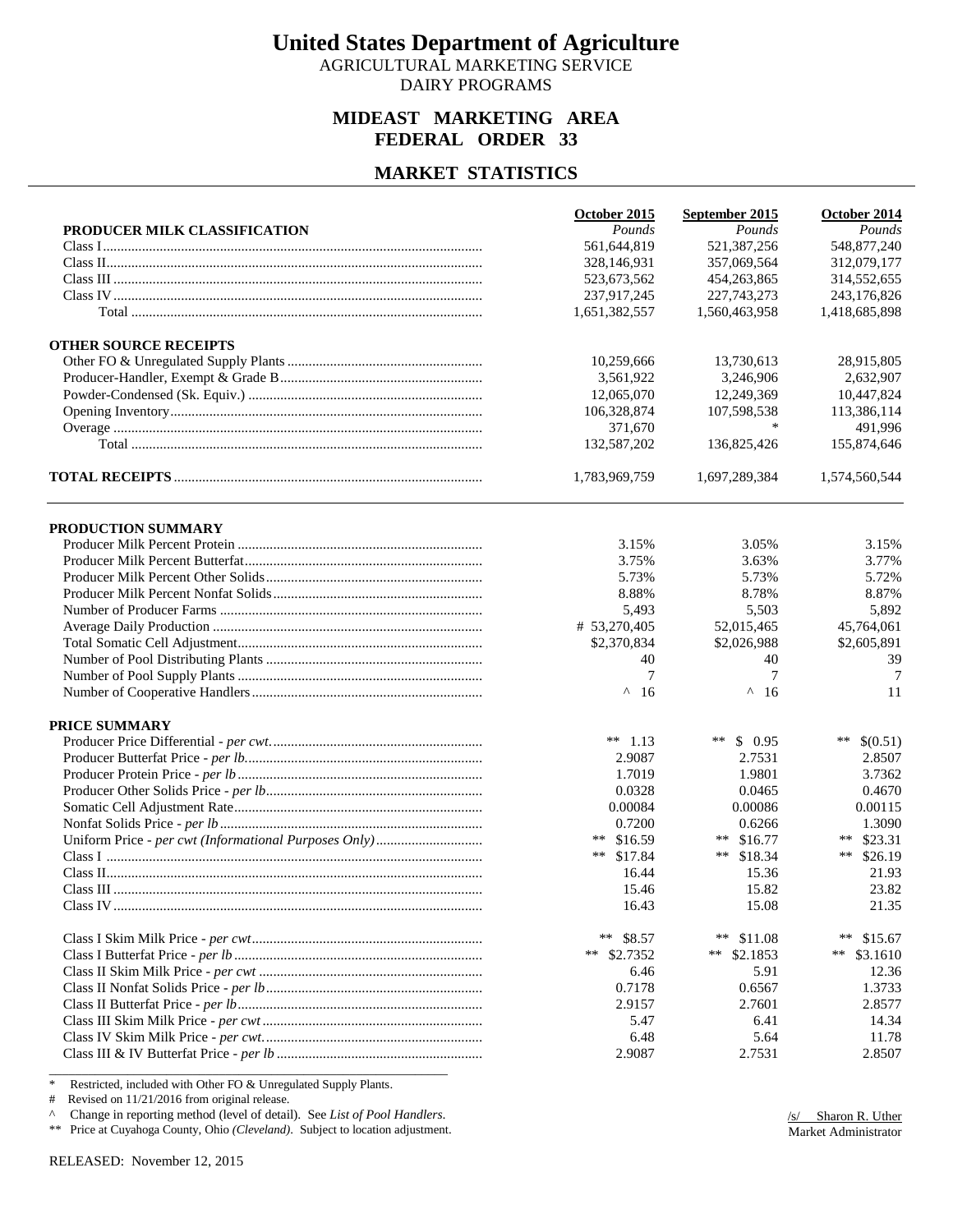# United States Department of Agriculture

AGRICULTURAL MARKETING SERVICE
DAIRY PROGRAMS

## MIDEAST MARKETING AREA
## FEDERAL ORDER 33

## MARKET STATISTICS

| | October 2015 | September 2015 | October 2014 |
|---|---|---|---|
| **PRODUCER MILK CLASSIFICATION** | *Pounds* | *Pounds* | *Pounds* |
| Class I | 561,644,819 | 521,387,256 | 548,877,240 |
| Class II | 328,146,931 | 357,069,564 | 312,079,177 |
| Class III | 523,673,562 | 454,263,865 | 314,552,655 |
| Class IV | 237,917,245 | 227,743,273 | 243,176,826 |
| Total | 1,651,382,557 | 1,560,463,958 | 1,418,685,898 |
| **OTHER SOURCE RECEIPTS** | | | |
| Other FO & Unregulated Supply Plants | 10,259,666 | 13,730,613 | 28,915,805 |
| Producer-Handler, Exempt & Grade B | 3,561,922 | 3,246,906 | 2,632,907 |
| Powder-Condensed (Sk. Equiv.) | 12,065,070 | 12,249,369 | 10,447,824 |
| Opening Inventory | 106,328,874 | 107,598,538 | 113,386,114 |
| Overage | 371,670 | * | 491,996 |
| Total | 132,587,202 | 136,825,426 | 155,874,646 |
| **TOTAL RECEIPTS** | 1,783,969,759 | 1,697,289,384 | 1,574,560,544 |

| | October 2015 | September 2015 | October 2014 |
|---|---|---|---|
| **PRODUCTION SUMMARY** | | | |
| Producer Milk Percent Protein | 3.15% | 3.05% | 3.15% |
| Producer Milk Percent Butterfat | 3.75% | 3.63% | 3.77% |
| Producer Milk Percent Other Solids | 5.73% | 5.73% | 5.72% |
| Producer Milk Percent Nonfat Solids | 8.88% | 8.78% | 8.87% |
| Number of Producer Farms | 5,493 | 5,503 | 5,892 |
| Average Daily Production | # 53,270,405 | 52,015,465 | 45,764,061 |
| Total Somatic Cell Adjustment | $2,370,834 | $2,026,988 | $2,605,891 |
| Number of Pool Distributing Plants | 40 | 40 | 39 |
| Number of Pool Supply Plants | 7 | 7 | 7 |
| Number of Cooperative Handlers | ^ 16 | ^ 16 | 11 |
| **PRICE SUMMARY** | | | |
| Producer Price Differential - *per cwt.* | ** 1.13 | ** $ 0.95 | ** $(0.51) |
| Producer Butterfat Price - *per lb.* | 2.9087 | 2.7531 | 2.8507 |
| Producer Protein Price - *per lb* | 1.7019 | 1.9801 | 3.7362 |
| Producer Other Solids Price - *per lb* | 0.0328 | 0.0465 | 0.4670 |
| Somatic Cell Adjustment Rate | 0.00084 | 0.00086 | 0.00115 |
| Nonfat Solids Price - *per lb* | 0.7200 | 0.6266 | 1.3090 |
| Uniform Price - *per cwt (Informational Purposes Only)* | ** $16.59 | ** $16.77 | ** $23.31 |
| Class I | ** $17.84 | ** $18.34 | ** $26.19 |
| Class II | 16.44 | 15.36 | 21.93 |
| Class III | 15.46 | 15.82 | 23.82 |
| Class IV | 16.43 | 15.08 | 21.35 |
| Class I Skim Milk Price - *per cwt* | ** $8.57 | ** $11.08 | ** $15.67 |
| Class I Butterfat Price - *per lb* | ** $2.7352 | ** $2.1853 | ** $3.1610 |
| Class II Skim Milk Price - *per cwt* | 6.46 | 5.91 | 12.36 |
| Class II Nonfat Solids Price - *per lb* | 0.7178 | 0.6567 | 1.3733 |
| Class II Butterfat Price - *per lb* | 2.9157 | 2.7601 | 2.8577 |
| Class III Skim Milk Price - *per cwt* | 5.47 | 6.41 | 14.34 |
| Class IV Skim Milk Price - *per cwt.* | 6.48 | 5.64 | 11.78 |
| Class III & IV Butterfat Price - *per lb* | 2.9087 | 2.7531 | 2.8507 |

\* Restricted, included with Other FO & Unregulated Supply Plants.
\# Revised on 11/21/2016 from original release.
^ Change in reporting method (level of detail). See *List of Pool Handlers*.
** Price at Cuyahoga County, Ohio *(Cleveland)*. Subject to location adjustment.

/s/ Sharon R. Uther
Market Administrator

RELEASED: November 12, 2015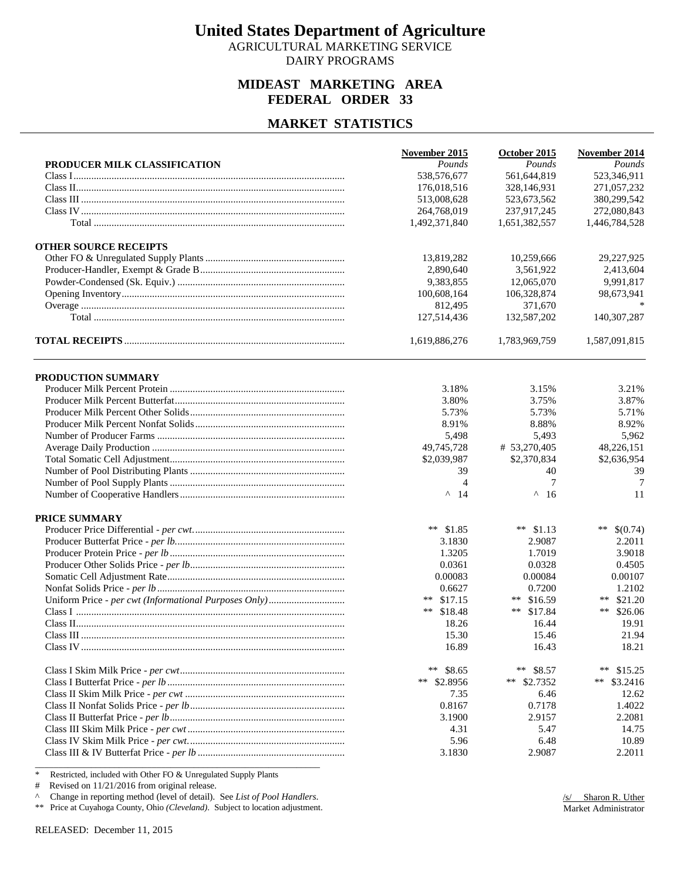# United States Department of Agriculture

AGRICULTURAL MARKETING SERVICE
DAIRY PROGRAMS

## MIDEAST MARKETING AREA
## FEDERAL ORDER 33

## MARKET STATISTICS

| | November 2015 | October 2015 | November 2014 |
|---|---|---|---|
| **PRODUCER MILK CLASSIFICATION** | *Pounds* | *Pounds* | *Pounds* |
| Class I | 538,576,677 | 561,644,819 | 523,346,911 |
| Class II | 176,018,516 | 328,146,931 | 271,057,232 |
| Class III | 513,008,628 | 523,673,562 | 380,299,542 |
| Class IV | 264,768,019 | 237,917,245 | 272,080,843 |
| Total | 1,492,371,840 | 1,651,382,557 | 1,446,784,528 |
| **OTHER SOURCE RECEIPTS** | | | |
| Other FO & Unregulated Supply Plants | 13,819,282 | 10,259,666 | 29,227,925 |
| Producer-Handler, Exempt & Grade B | 2,890,640 | 3,561,922 | 2,413,604 |
| Powder-Condensed (Sk. Equiv.) | 9,383,855 | 12,065,070 | 9,991,817 |
| Opening Inventory | 100,608,164 | 106,328,874 | 98,673,941 |
| Overage | 812,495 | 371,670 | * |
| Total | 127,514,436 | 132,587,202 | 140,307,287 |
| **TOTAL RECEIPTS** | 1,619,886,276 | 1,783,969,759 | 1,587,091,815 |

| | November 2015 | October 2015 | November 2014 |
|---|---|---|---|
| **PRODUCTION SUMMARY** | | | |
| Producer Milk Percent Protein | 3.18% | 3.15% | 3.21% |
| Producer Milk Percent Butterfat | 3.80% | 3.75% | 3.87% |
| Producer Milk Percent Other Solids | 5.73% | 5.73% | 5.71% |
| Producer Milk Percent Nonfat Solids | 8.91% | 8.88% | 8.92% |
| Number of Producer Farms | 5,498 | 5,493 | 5,962 |
| Average Daily Production | 49,745,728 | # 53,270,405 | 48,226,151 |
| Total Somatic Cell Adjustment | $2,039,987 | $2,370,834 | $2,636,954 |
| Number of Pool Distributing Plants | 39 | 40 | 39 |
| Number of Pool Supply Plants | 4 | 7 | 7 |
| Number of Cooperative Handlers | ^ 14 | ^ 16 | 11 |
| **PRICE SUMMARY** | | | |
| Producer Price Differential - *per cwt.* | ** $1.85 | ** $1.13 | ** $(0.74) |
| Producer Butterfat Price - *per lb.* | 3.1830 | 2.9087 | 2.2011 |
| Producer Protein Price - *per lb* | 1.3205 | 1.7019 | 3.9018 |
| Producer Other Solids Price - *per lb* | 0.0361 | 0.0328 | 0.4505 |
| Somatic Cell Adjustment Rate | 0.00083 | 0.00084 | 0.00107 |
| Nonfat Solids Price - *per lb* | 0.6627 | 0.7200 | 1.2102 |
| Uniform Price - *per cwt (Informational Purposes Only)* | ** $17.15 | ** $16.59 | ** $21.20 |
| Class I | ** $18.48 | ** $17.84 | ** $26.06 |
| Class II | 18.26 | 16.44 | 19.91 |
| Class III | 15.30 | 15.46 | 21.94 |
| Class IV | 16.89 | 16.43 | 18.21 |
| Class I Skim Milk Price - *per cwt* | ** $8.65 | ** $8.57 | ** $15.25 |
| Class I Butterfat Price - *per lb* | ** $2.8956 | ** $2.7352 | ** $3.2416 |
| Class II Skim Milk Price - *per cwt* | 7.35 | 6.46 | 12.62 |
| Class II Nonfat Solids Price - *per lb* | 0.8167 | 0.7178 | 1.4022 |
| Class II Butterfat Price - *per lb* | 3.1900 | 2.9157 | 2.2081 |
| Class III Skim Milk Price - *per cwt* | 4.31 | 5.47 | 14.75 |
| Class IV Skim Milk Price - *per cwt.* | 5.96 | 6.48 | 10.89 |
| Class III & IV Butterfat Price - *per lb* | 3.1830 | 2.9087 | 2.2011 |

\* Restricted, included with Other FO & Unregulated Supply Plants
\# Revised on 11/21/2016 from original release.
^ Change in reporting method (level of detail). See *List of Pool Handlers.*
** Price at Cuyahoga County, Ohio *(Cleveland)*. Subject to location adjustment.

/s/ Sharon R. Uther
Market Administrator

RELEASED: December 11, 2015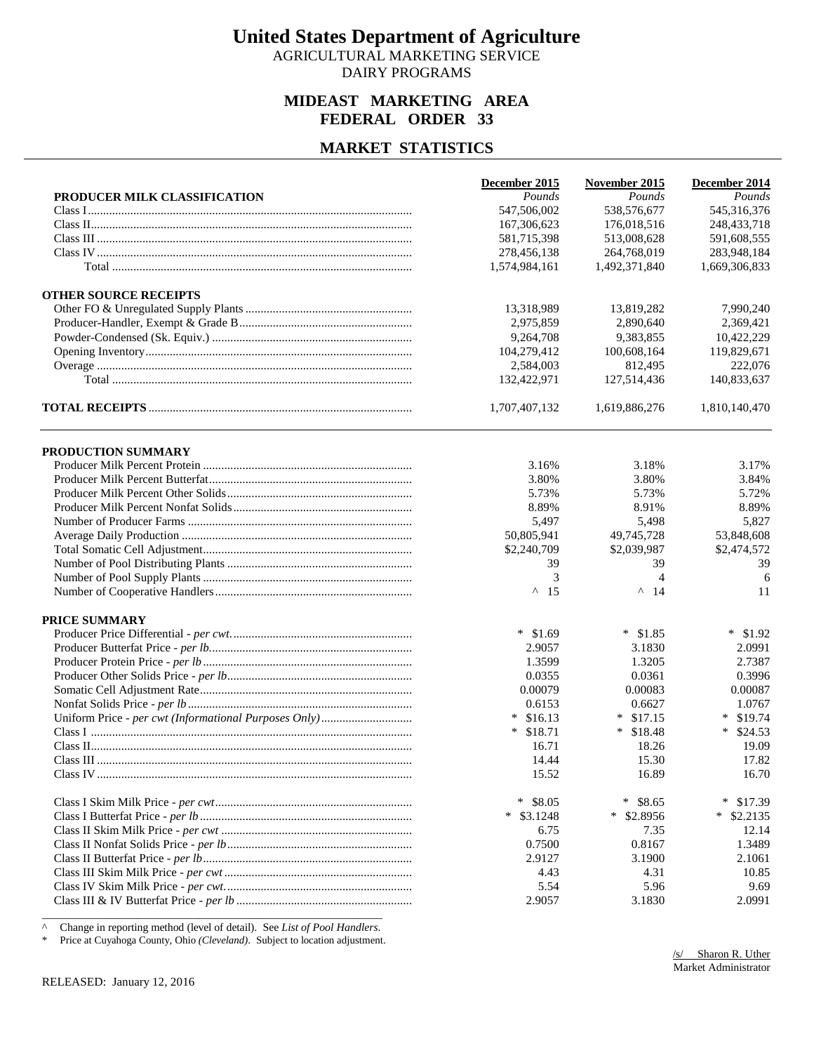# United States Department of Agriculture

AGRICULTURAL MARKETING SERVICE
DAIRY PROGRAMS

## MIDEAST MARKETING AREA
## FEDERAL ORDER 33

## MARKET STATISTICS

| PRODUCER MILK CLASSIFICATION | December 2015 *Pounds* | November 2015 *Pounds* | December 2014 *Pounds* |
|---|---|---|---|
| Class I | 547,506,002 | 538,576,677 | 545,316,376 |
| Class II | 167,306,623 | 176,018,516 | 248,433,718 |
| Class III | 581,715,398 | 513,008,628 | 591,608,555 |
| Class IV | 278,456,138 | 264,768,019 | 283,948,184 |
| Total | 1,574,984,161 | 1,492,371,840 | 1,669,306,833 |
| **OTHER SOURCE RECEIPTS** | | | |
| Other FO & Unregulated Supply Plants | 13,318,989 | 13,819,282 | 7,990,240 |
| Producer-Handler, Exempt & Grade B | 2,975,859 | 2,890,640 | 2,369,421 |
| Powder-Condensed (Sk. Equiv.) | 9,264,708 | 9,383,855 | 10,422,229 |
| Opening Inventory | 104,279,412 | 100,608,164 | 119,829,671 |
| Overage | 2,584,003 | 812,495 | 222,076 |
| Total | 132,422,971 | 127,514,436 | 140,833,637 |
| **TOTAL RECEIPTS** | 1,707,407,132 | 1,619,886,276 | 1,810,140,470 |

| PRODUCTION SUMMARY | December 2015 | November 2015 | December 2014 |
|---|---|---|---|
| Producer Milk Percent Protein | 3.16% | 3.18% | 3.17% |
| Producer Milk Percent Butterfat | 3.80% | 3.80% | 3.84% |
| Producer Milk Percent Other Solids | 5.73% | 5.73% | 5.72% |
| Producer Milk Percent Nonfat Solids | 8.89% | 8.91% | 8.89% |
| Number of Producer Farms | 5,497 | 5,498 | 5,827 |
| Average Daily Production | 50,805,941 | 49,745,728 | 53,848,608 |
| Total Somatic Cell Adjustment | $2,240,709 | $2,039,987 | $2,474,572 |
| Number of Pool Distributing Plants | 39 | 39 | 39 |
| Number of Pool Supply Plants | 3 | 4 | 6 |
| Number of Cooperative Handlers | ^ 15 | ^ 14 | 11 |
| **PRICE SUMMARY** | | | |
| Producer Price Differential - *per cwt.* | * $1.69 | * $1.85 | * $1.92 |
| Producer Butterfat Price - *per lb.* | 2.9057 | 3.1830 | 2.0991 |
| Producer Protein Price - *per lb* | 1.3599 | 1.3205 | 2.7387 |
| Producer Other Solids Price - *per lb* | 0.0355 | 0.0361 | 0.3996 |
| Somatic Cell Adjustment Rate | 0.00079 | 0.00083 | 0.00087 |
| Nonfat Solids Price - *per lb* | 0.6153 | 0.6627 | 1.0767 |
| Uniform Price - *per cwt (Informational Purposes Only)* | * $16.13 | * $17.15 | * $19.74 |
| Class I | * $18.71 | * $18.48 | * $24.53 |
| Class II | 16.71 | 18.26 | 19.09 |
| Class III | 14.44 | 15.30 | 17.82 |
| Class IV | 15.52 | 16.89 | 16.70 |
| Class I Skim Milk Price - *per cwt* | * $8.05 | * $8.65 | * $17.39 |
| Class I Butterfat Price - *per lb* | * $3.1248 | * $2.8956 | * $2.2135 |
| Class II Skim Milk Price - *per cwt* | 6.75 | 7.35 | 12.14 |
| Class II Nonfat Solids Price - *per lb* | 0.7500 | 0.8167 | 1.3489 |
| Class II Butterfat Price - *per lb* | 2.9127 | 3.1900 | 2.1061 |
| Class III Skim Milk Price - *per cwt* | 4.43 | 4.31 | 10.85 |
| Class IV Skim Milk Price - *per cwt.* | 5.54 | 5.96 | 9.69 |
| Class III & IV Butterfat Price - *per lb* | 2.9057 | 3.1830 | 2.0991 |

^ Change in reporting method (level of detail). See *List of Pool Handlers*.
\* Price at Cuyahoga County, Ohio *(Cleveland)*. Subject to location adjustment.

/s/ Sharon R. Uther
Market Administrator

RELEASED: January 12, 2016